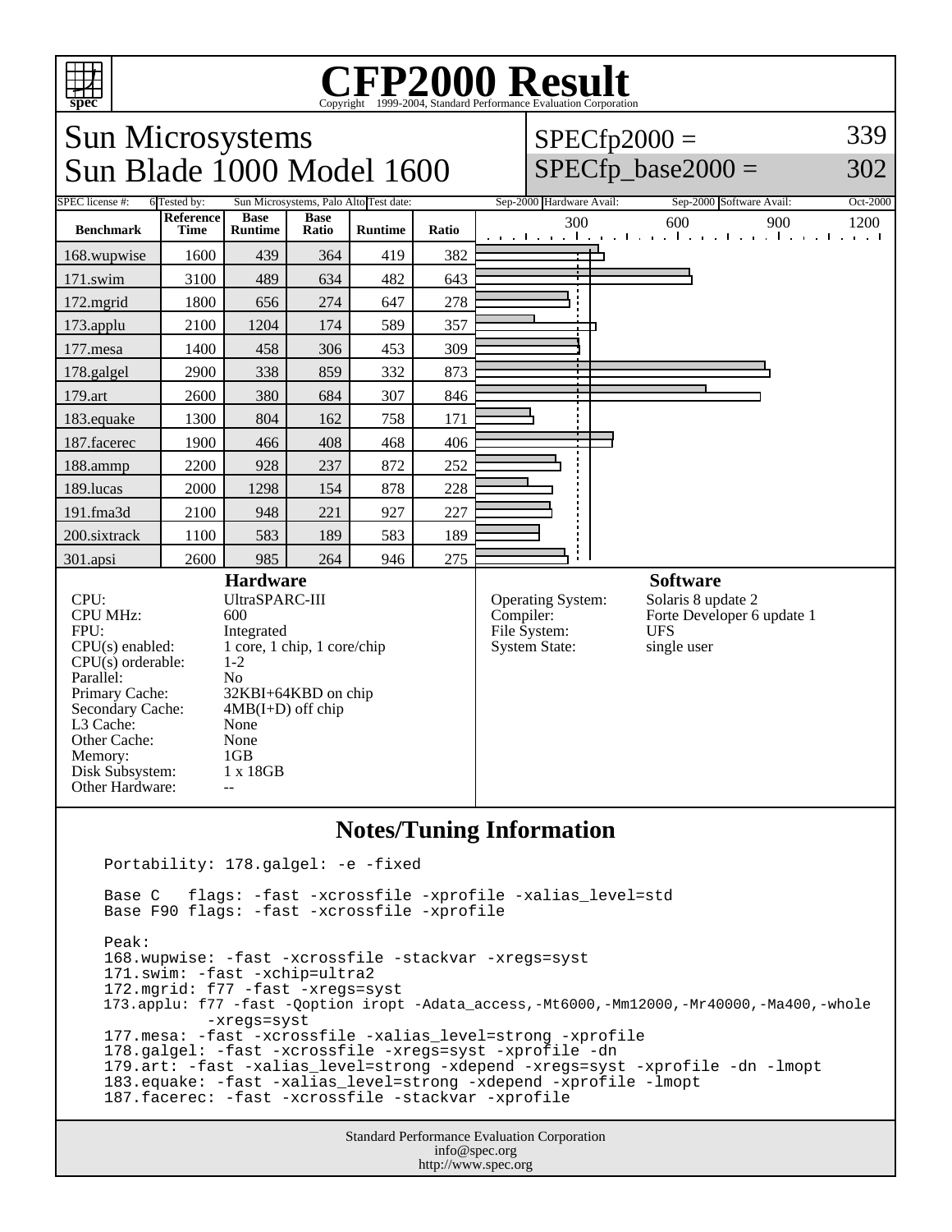# CFP2000 Result

Copyright 1999-2004, Standard Performance Evaluation Corporation

## Sun Microsystems
## Sun Blade 1000 Model 1600

SPECfp2000 = 339

SPECfp_base2000 = 302

| SPEC license #: | 6 | Tested by: | Sun Microsystems, Palo Alto | Test date: | Sep-2000 | Hardware Avail: | Sep-2000 | Software Avail: | Oct-2000 |
|---|---|---|---|---|---|---|---|---|---|

| Benchmark | Reference Time | Base Runtime | Base Ratio | Runtime | Ratio |
|---|---|---|---|---|---|
| 168.wupwise | 1600 | 439 | 364 | 419 | 382 |
| 171.swim | 3100 | 489 | 634 | 482 | 643 |
| 172.mgrid | 1800 | 656 | 274 | 647 | 278 |
| 173.applu | 2100 | 1204 | 174 | 589 | 357 |
| 177.mesa | 1400 | 458 | 306 | 453 | 309 |
| 178.galgel | 2900 | 338 | 859 | 332 | 873 |
| 179.art | 2600 | 380 | 684 | 307 | 846 |
| 183.equake | 1300 | 804 | 162 | 758 | 171 |
| 187.facerec | 1900 | 466 | 408 | 468 | 406 |
| 188.ammp | 2200 | 928 | 237 | 872 | 252 |
| 189.lucas | 2000 | 1298 | 154 | 878 | 228 |
| 191.fma3d | 2100 | 948 | 221 | 927 | 227 |
| 200.sixtrack | 1100 | 583 | 189 | 583 | 189 |
| 301.apsi | 2600 | 985 | 264 | 946 | 275 |

### Hardware

| | |
|---|---|
| CPU: | UltraSPARC-III |
| CPU MHz: | 600 |
| FPU: | Integrated |
| CPU(s) enabled: | 1 core, 1 chip, 1 core/chip |
| CPU(s) orderable: | 1-2 |
| Parallel: | No |
| Primary Cache: | 32KBI+64KBD on chip |
| Secondary Cache: | 4MB(I+D) off chip |
| L3 Cache: | None |
| Other Cache: | None |
| Memory: | 1GB |
| Disk Subsystem: | 1 x 18GB |
| Other Hardware: | -- |

### Software

| | |
|---|---|
| Operating System: | Solaris 8 update 2 |
| Compiler: | Forte Developer 6 update 1 |
| File System: | UFS |
| System State: | single user |

## Notes/Tuning Information

```
Portability: 178.galgel: -e -fixed

Base C   flags: -fast -xcrossfile -xprofile -xalias_level=std
Base F90 flags: -fast -xcrossfile -xprofile

Peak:
168.wupwise: -fast -xcrossfile -stackvar -xregs=syst
171.swim: -fast -xchip=ultra2
172.mgrid: f77 -fast -xregs=syst
173.applu: f77 -fast -Qoption iropt -Adata_access,-Mt6000,-Mm12000,-Mr40000,-Ma400,-whole
          -xregs=syst
177.mesa: -fast -xcrossfile -xalias_level=strong -xprofile
178.galgel: -fast -xcrossfile -xregs=syst -xprofile -dn
179.art: -fast -xalias_level=strong -xdepend -xregs=syst -xprofile -dn -lmopt
183.equake: -fast -xalias_level=strong -xdepend -xprofile -lmopt
187.facerec: -fast -xcrossfile -stackvar -xprofile
```

Standard Performance Evaluation Corporation
info@spec.org
http://www.spec.org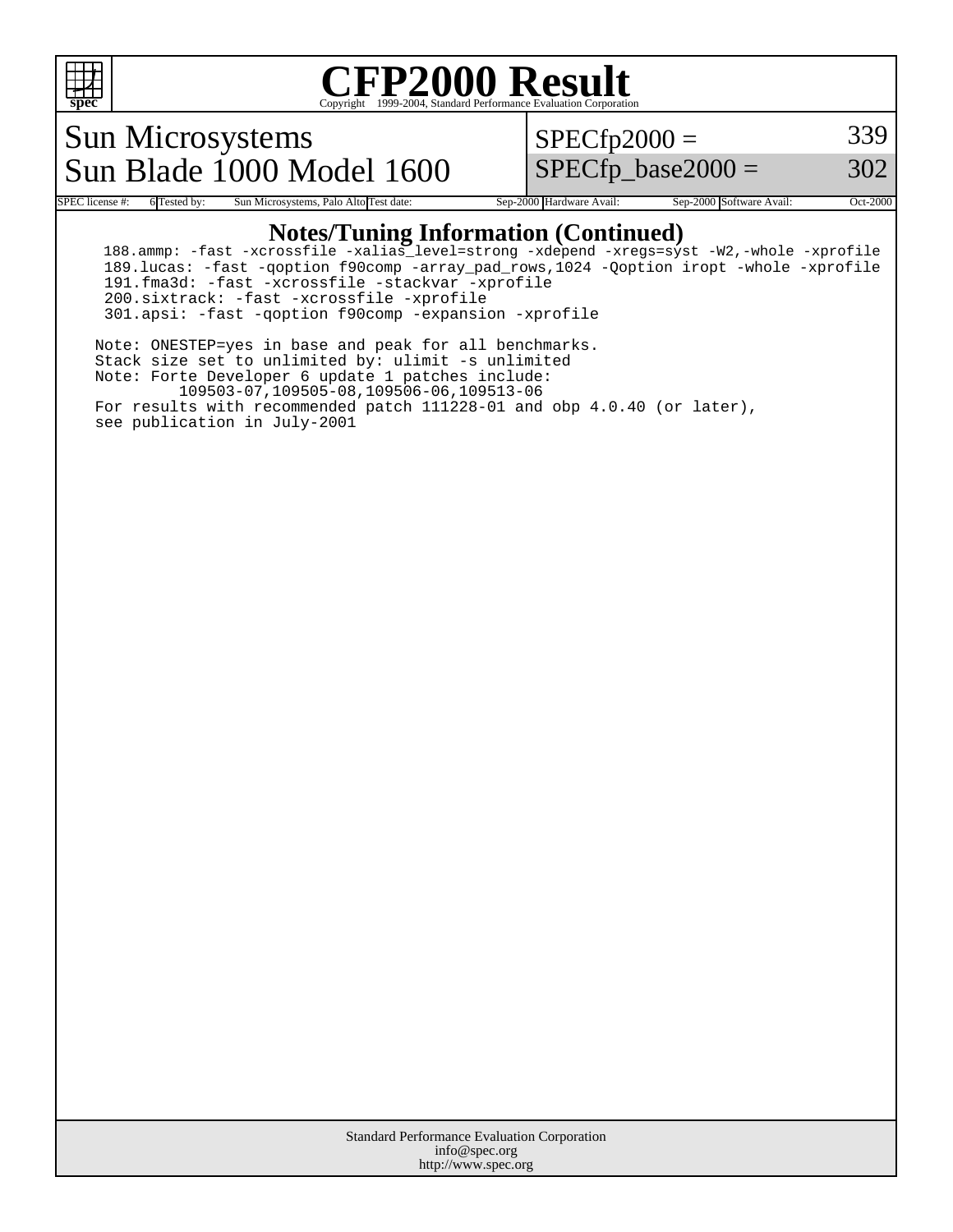# CFP2000 Result

Copyright 1999-2004, Standard Performance Evaluation Corporation

## Sun Microsystems
## Sun Blade 1000 Model 1600

SPECfp2000 = 339

SPECfp_base2000 = 302

| SPEC license #: | 6 | Tested by: | Sun Microsystems, Palo Alto | Test date: | Sep-2000 | Hardware Avail: | Sep-2000 | Software Avail: | Oct-2000 |
|---|---|---|---|---|---|---|---|---|---|

### Notes/Tuning Information (Continued)

```
 188.ammp: -fast -xcrossfile -xalias_level=strong -xdepend -xregs=syst -W2,-whole -xprofile
 189.lucas: -fast -qoption f90comp -array_pad_rows,1024 -Qoption iropt -whole -xprofile
 191.fma3d: -fast -xcrossfile -stackvar -xprofile
 200.sixtrack: -fast -xcrossfile -xprofile
 301.apsi: -fast -qoption f90comp -expansion -xprofile

Note: ONESTEP=yes in base and peak for all benchmarks.
Stack size set to unlimited by: ulimit -s unlimited
Note: Forte Developer 6 update 1 patches include:
        109503-07,109505-08,109506-06,109513-06
For results with recommended patch 111228-01 and obp 4.0.40 (or later),
see publication in July-2001
```

Standard Performance Evaluation Corporation
info@spec.org
http://www.spec.org